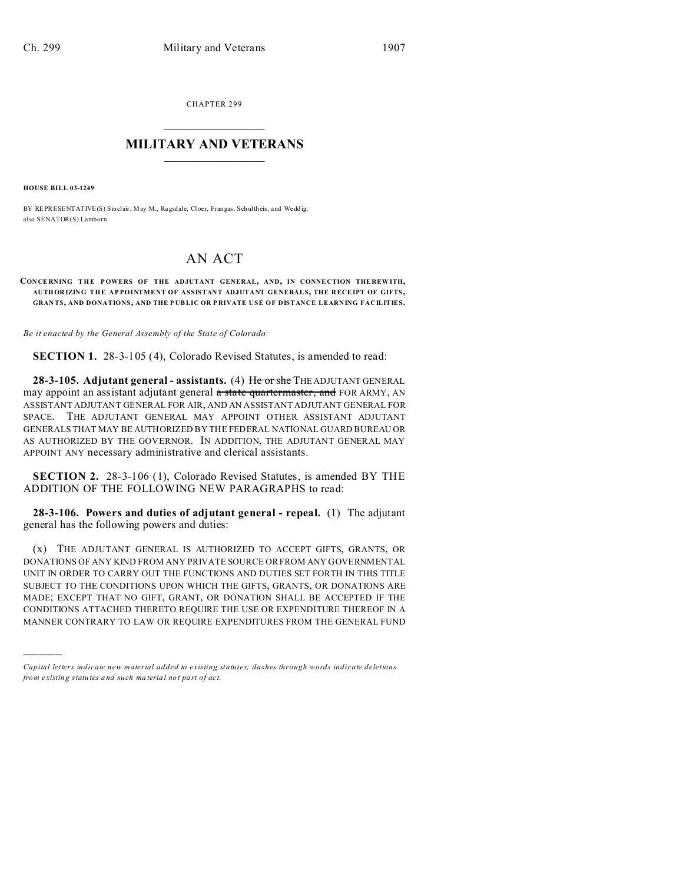CHAPTER 299

# MILITARY AND VETERANS

**HOUSE BILL 03-1249**

BY REPRESENTATIVE(S) Sinclair, May M., Ragsdale, Cloer, Frangas, Schultheis, and Weddig; also SENATOR(S) Lamborn.

# AN ACT

**CONCERNING THE POWERS OF THE ADJUTANT GENERAL, AND, IN CONNECTION THEREWITH, AUTHORIZING THE APPOINTMENT OF ASSISTANT ADJUTANT GENERALS, THE RECEIPT OF GIFTS, GRANTS, AND DONATIONS, AND THE PUBLIC OR PRIVATE USE OF DISTANCE LEARNING FACILITIES.**

*Be it enacted by the General Assembly of the State of Colorado:*

**SECTION 1.** 28-3-105 (4), Colorado Revised Statutes, is amended to read:

**28-3-105. Adjutant general - assistants.** (4) ~~He or she~~ THE ADJUTANT GENERAL may appoint an assistant adjutant general ~~a state quartermaster, and~~ FOR ARMY, AN ASSISTANT ADJUTANT GENERAL FOR AIR, AND AN ASSISTANT ADJUTANT GENERAL FOR SPACE. THE ADJUTANT GENERAL MAY APPOINT OTHER ASSISTANT ADJUTANT GENERALS THAT MAY BE AUTHORIZED BY THE FEDERAL NATIONAL GUARD BUREAU OR AS AUTHORIZED BY THE GOVERNOR. IN ADDITION, THE ADJUTANT GENERAL MAY APPOINT ANY necessary administrative and clerical assistants.

**SECTION 2.** 28-3-106 (1), Colorado Revised Statutes, is amended BY THE ADDITION OF THE FOLLOWING NEW PARAGRAPHS to read:

**28-3-106. Powers and duties of adjutant general - repeal.** (1) The adjutant general has the following powers and duties:

(x) THE ADJUTANT GENERAL IS AUTHORIZED TO ACCEPT GIFTS, GRANTS, OR DONATIONS OF ANY KIND FROM ANY PRIVATE SOURCE OR FROM ANY GOVERNMENTAL UNIT IN ORDER TO CARRY OUT THE FUNCTIONS AND DUTIES SET FORTH IN THIS TITLE SUBJECT TO THE CONDITIONS UPON WHICH THE GIFTS, GRANTS, OR DONATIONS ARE MADE; EXCEPT THAT NO GIFT, GRANT, OR DONATION SHALL BE ACCEPTED IF THE CONDITIONS ATTACHED THERETO REQUIRE THE USE OR EXPENDITURE THEREOF IN A MANNER CONTRARY TO LAW OR REQUIRE EXPENDITURES FROM THE GENERAL FUND

---

*Capital letters indicate new material added to existing statutes; dashes through words indicate deletions from existing statutes and such material not part of act.*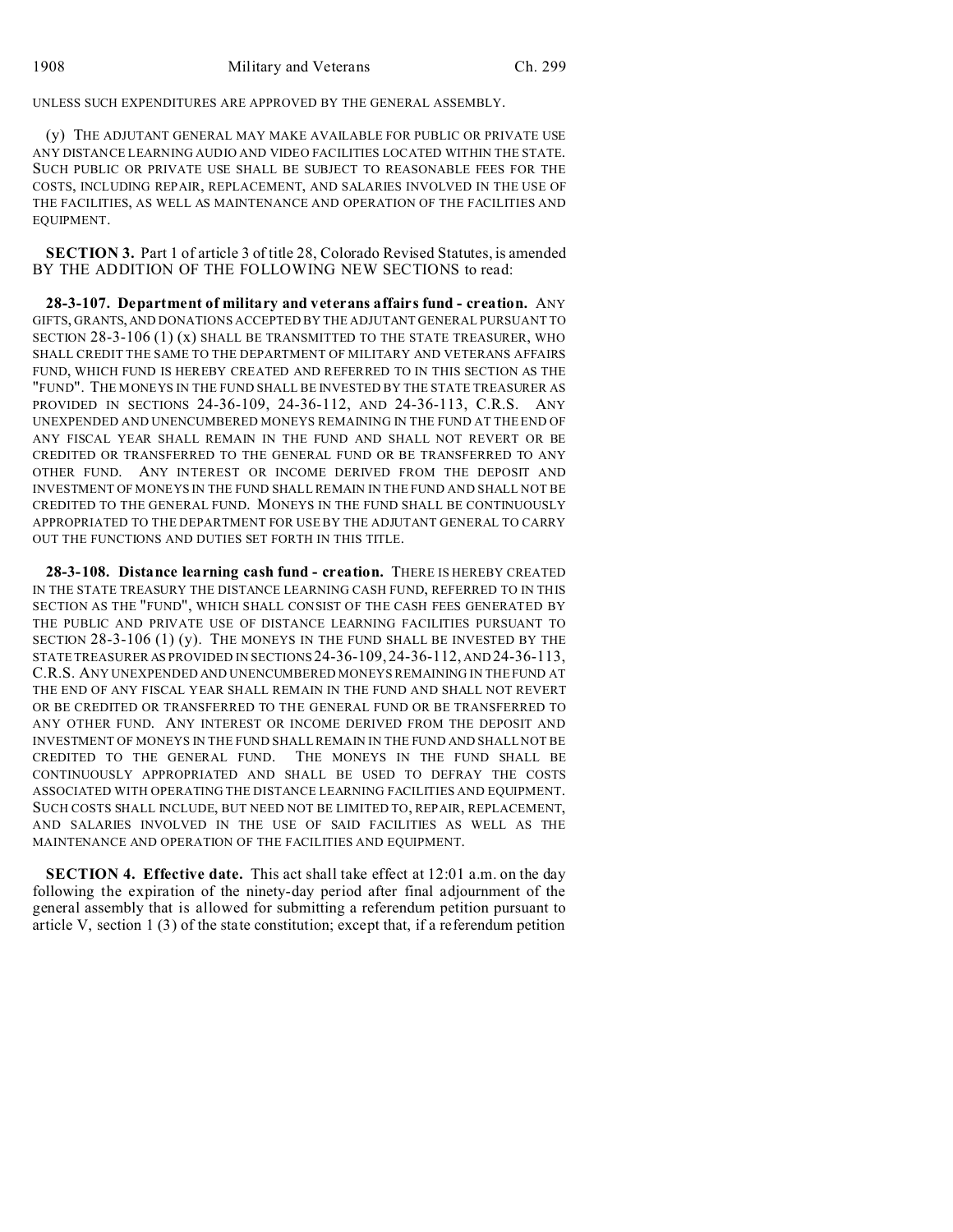UNLESS SUCH EXPENDITURES ARE APPROVED BY THE GENERAL ASSEMBLY.

(y) THE ADJUTANT GENERAL MAY MAKE AVAILABLE FOR PUBLIC OR PRIVATE USE ANY DISTANCE LEARNING AUDIO AND VIDEO FACILITIES LOCATED WITHIN THE STATE. SUCH PUBLIC OR PRIVATE USE SHALL BE SUBJECT TO REASONABLE FEES FOR THE COSTS, INCLUDING REPAIR, REPLACEMENT, AND SALARIES INVOLVED IN THE USE OF THE FACILITIES, AS WELL AS MAINTENANCE AND OPERATION OF THE FACILITIES AND EQUIPMENT.

**SECTION 3.** Part 1 of article 3 of title 28, Colorado Revised Statutes, is amended BY THE ADDITION OF THE FOLLOWING NEW SECTIONS to read:

**28-3-107. Department of military and veterans affairs fund - creation.** ANY GIFTS, GRANTS, AND DONATIONS ACCEPTED BY THE ADJUTANT GENERAL PURSUANT TO SECTION 28-3-106 (1) (x) SHALL BE TRANSMITTED TO THE STATE TREASURER, WHO SHALL CREDIT THE SAME TO THE DEPARTMENT OF MILITARY AND VETERANS AFFAIRS FUND, WHICH FUND IS HEREBY CREATED AND REFERRED TO IN THIS SECTION AS THE "FUND". THE MONEYS IN THE FUND SHALL BE INVESTED BY THE STATE TREASURER AS PROVIDED IN SECTIONS 24-36-109, 24-36-112, AND 24-36-113, C.R.S. ANY UNEXPENDED AND UNENCUMBERED MONEYS REMAINING IN THE FUND AT THE END OF ANY FISCAL YEAR SHALL REMAIN IN THE FUND AND SHALL NOT REVERT OR BE CREDITED OR TRANSFERRED TO THE GENERAL FUND OR BE TRANSFERRED TO ANY OTHER FUND. ANY INTEREST OR INCOME DERIVED FROM THE DEPOSIT AND INVESTMENT OF MONEYS IN THE FUND SHALL REMAIN IN THE FUND AND SHALL NOT BE CREDITED TO THE GENERAL FUND. MONEYS IN THE FUND SHALL BE CONTINUOUSLY APPROPRIATED TO THE DEPARTMENT FOR USE BY THE ADJUTANT GENERAL TO CARRY OUT THE FUNCTIONS AND DUTIES SET FORTH IN THIS TITLE.

**28-3-108. Distance learning cash fund - creation.** THERE IS HEREBY CREATED IN THE STATE TREASURY THE DISTANCE LEARNING CASH FUND, REFERRED TO IN THIS SECTION AS THE "FUND", WHICH SHALL CONSIST OF THE CASH FEES GENERATED BY THE PUBLIC AND PRIVATE USE OF DISTANCE LEARNING FACILITIES PURSUANT TO SECTION 28-3-106 (1) (y). THE MONEYS IN THE FUND SHALL BE INVESTED BY THE STATE TREASURER AS PROVIDED IN SECTIONS 24-36-109, 24-36-112, AND 24-36-113, C.R.S. ANY UNEXPENDED AND UNENCUMBERED MONEYS REMAINING IN THE FUND AT THE END OF ANY FISCAL YEAR SHALL REMAIN IN THE FUND AND SHALL NOT REVERT OR BE CREDITED OR TRANSFERRED TO THE GENERAL FUND OR BE TRANSFERRED TO ANY OTHER FUND. ANY INTEREST OR INCOME DERIVED FROM THE DEPOSIT AND INVESTMENT OF MONEYS IN THE FUND SHALL REMAIN IN THE FUND AND SHALL NOT BE CREDITED TO THE GENERAL FUND. THE MONEYS IN THE FUND SHALL BE CONTINUOUSLY APPROPRIATED AND SHALL BE USED TO DEFRAY THE COSTS ASSOCIATED WITH OPERATING THE DISTANCE LEARNING FACILITIES AND EQUIPMENT. SUCH COSTS SHALL INCLUDE, BUT NEED NOT BE LIMITED TO, REPAIR, REPLACEMENT, AND SALARIES INVOLVED IN THE USE OF SAID FACILITIES AS WELL AS THE MAINTENANCE AND OPERATION OF THE FACILITIES AND EQUIPMENT.

**SECTION 4. Effective date.** This act shall take effect at 12:01 a.m. on the day following the expiration of the ninety-day period after final adjournment of the general assembly that is allowed for submitting a referendum petition pursuant to article V, section 1 (3) of the state constitution; except that, if a referendum petition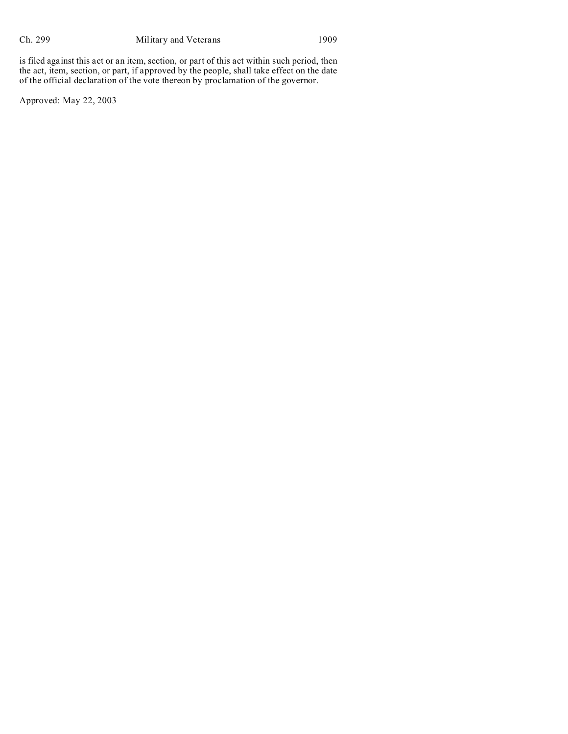is filed against this act or an item, section, or part of this act within such period, then the act, item, section, or part, if approved by the people, shall take effect on the date of the official declaration of the vote thereon by proclamation of the governor.

Approved: May 22, 2003